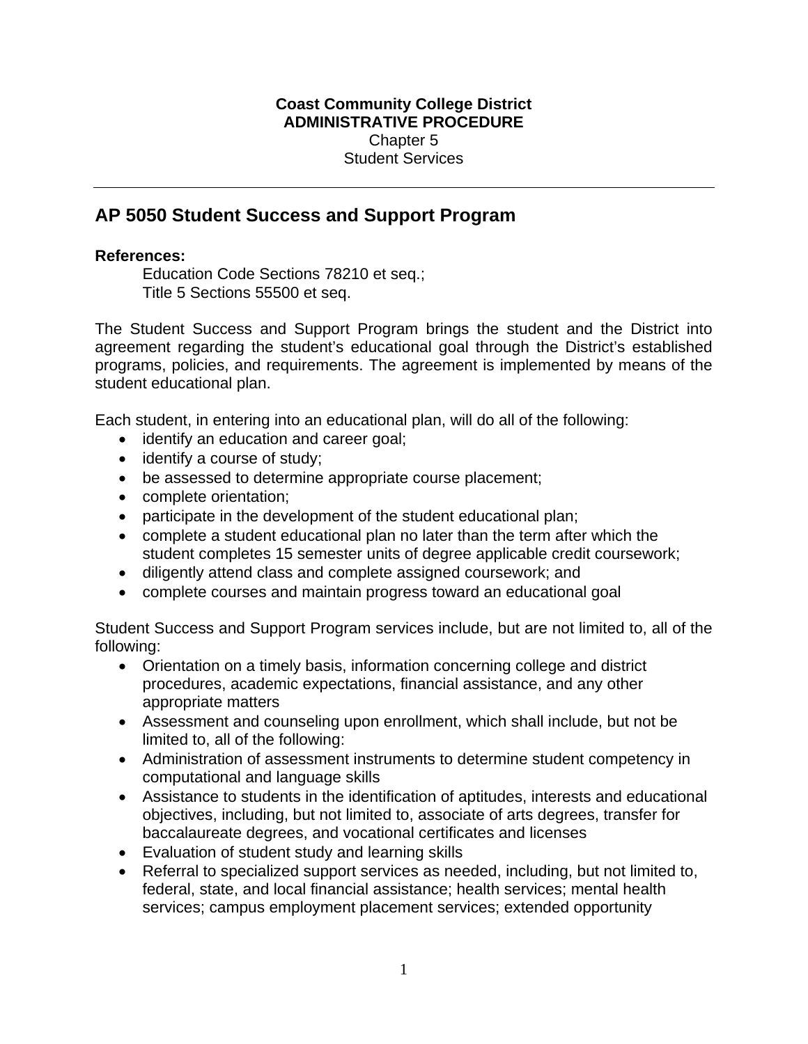**Coast Community College District**
**ADMINISTRATIVE PROCEDURE**
Chapter 5
Student Services

---

## AP 5050 Student Success and Support Program

**References:**

Education Code Sections 78210 et seq.;
Title 5 Sections 55500 et seq.

The Student Success and Support Program brings the student and the District into agreement regarding the student's educational goal through the District's established programs, policies, and requirements. The agreement is implemented by means of the student educational plan.

Each student, in entering into an educational plan, will do all of the following:

- identify an education and career goal;
- identify a course of study;
- be assessed to determine appropriate course placement;
- complete orientation;
- participate in the development of the student educational plan;
- complete a student educational plan no later than the term after which the student completes 15 semester units of degree applicable credit coursework;
- diligently attend class and complete assigned coursework; and
- complete courses and maintain progress toward an educational goal

Student Success and Support Program services include, but are not limited to, all of the following:

- Orientation on a timely basis, information concerning college and district procedures, academic expectations, financial assistance, and any other appropriate matters
- Assessment and counseling upon enrollment, which shall include, but not be limited to, all of the following:
- Administration of assessment instruments to determine student competency in computational and language skills
- Assistance to students in the identification of aptitudes, interests and educational objectives, including, but not limited to, associate of arts degrees, transfer for baccalaureate degrees, and vocational certificates and licenses
- Evaluation of student study and learning skills
- Referral to specialized support services as needed, including, but not limited to, federal, state, and local financial assistance; health services; mental health services; campus employment placement services; extended opportunity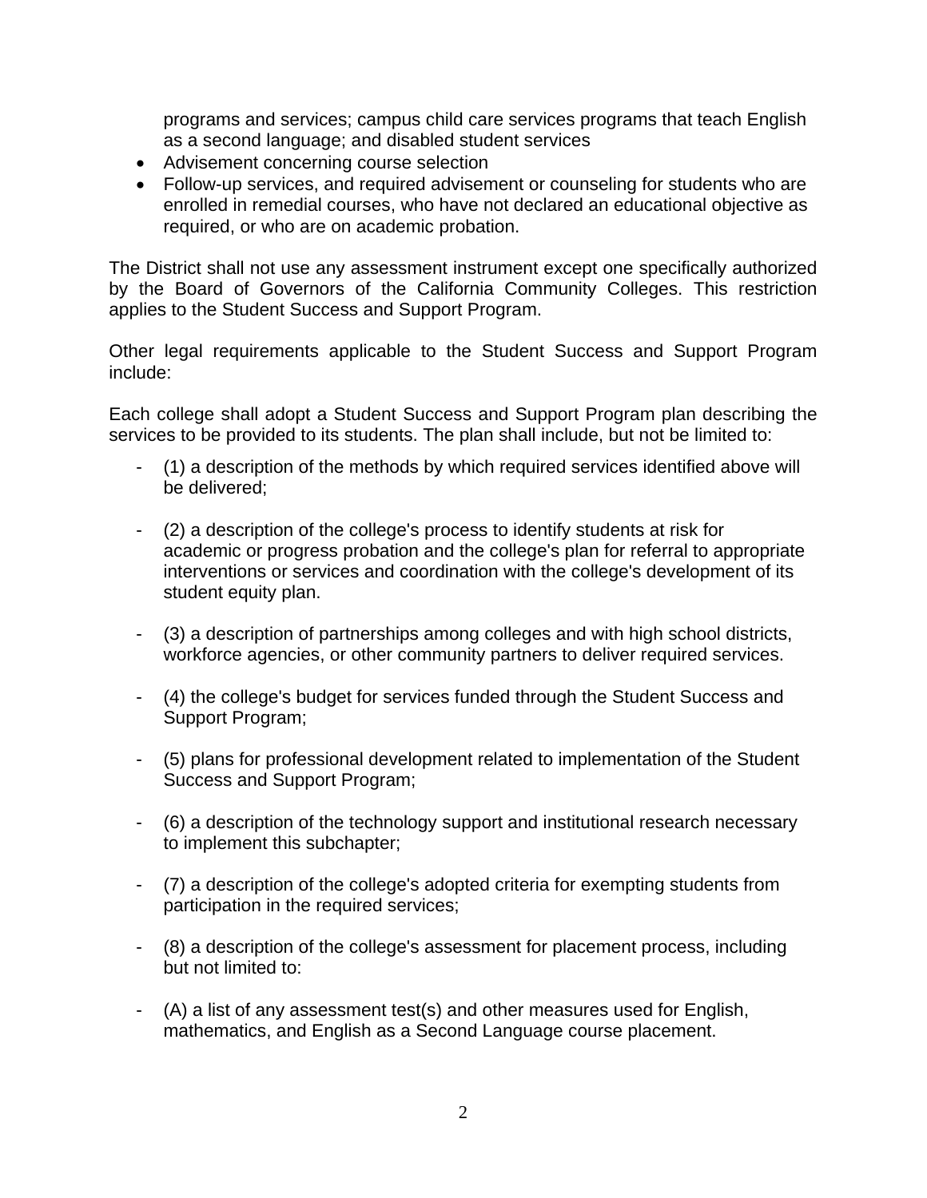programs and services; campus child care services programs that teach English as a second language; and disabled student services

- Advisement concerning course selection
- Follow-up services, and required advisement or counseling for students who are enrolled in remedial courses, who have not declared an educational objective as required, or who are on academic probation.

The District shall not use any assessment instrument except one specifically authorized by the Board of Governors of the California Community Colleges. This restriction applies to the Student Success and Support Program.

Other legal requirements applicable to the Student Success and Support Program include:

Each college shall adopt a Student Success and Support Program plan describing the services to be provided to its students. The plan shall include, but not be limited to:

- (1) a description of the methods by which required services identified above will be delivered;

- (2) a description of the college's process to identify students at risk for academic or progress probation and the college's plan for referral to appropriate interventions or services and coordination with the college's development of its student equity plan.

- (3) a description of partnerships among colleges and with high school districts, workforce agencies, or other community partners to deliver required services.

- (4) the college's budget for services funded through the Student Success and Support Program;

- (5) plans for professional development related to implementation of the Student Success and Support Program;

- (6) a description of the technology support and institutional research necessary to implement this subchapter;

- (7) a description of the college's adopted criteria for exempting students from participation in the required services;

- (8) a description of the college's assessment for placement process, including but not limited to:

- (A) a list of any assessment test(s) and other measures used for English, mathematics, and English as a Second Language course placement.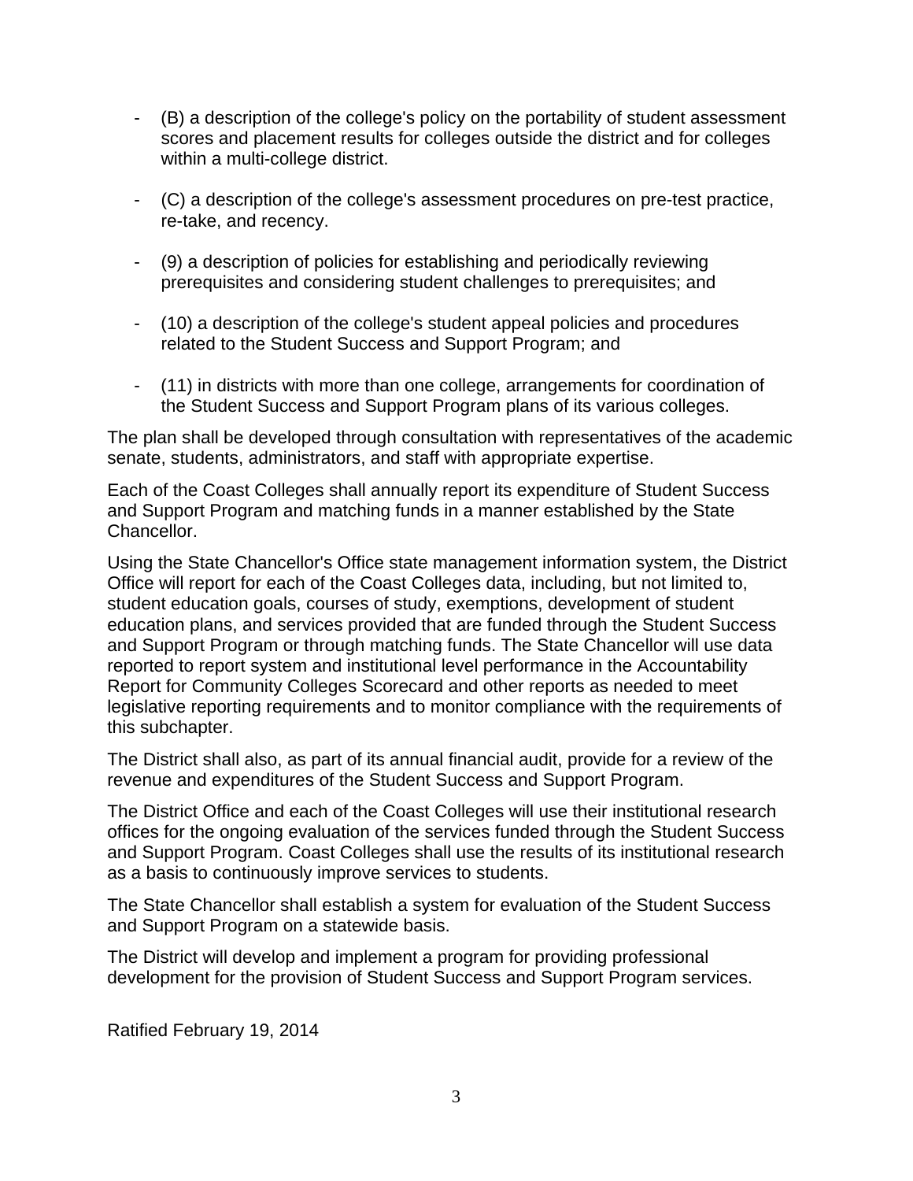- (B) a description of the college's policy on the portability of student assessment scores and placement results for colleges outside the district and for colleges within a multi-college district.

- (C) a description of the college's assessment procedures on pre-test practice, re-take, and recency.

- (9) a description of policies for establishing and periodically reviewing prerequisites and considering student challenges to prerequisites; and

- (10) a description of the college's student appeal policies and procedures related to the Student Success and Support Program; and

- (11) in districts with more than one college, arrangements for coordination of the Student Success and Support Program plans of its various colleges.

The plan shall be developed through consultation with representatives of the academic senate, students, administrators, and staff with appropriate expertise.

Each of the Coast Colleges shall annually report its expenditure of Student Success and Support Program and matching funds in a manner established by the State Chancellor.

Using the State Chancellor's Office state management information system, the District Office will report for each of the Coast Colleges data, including, but not limited to, student education goals, courses of study, exemptions, development of student education plans, and services provided that are funded through the Student Success and Support Program or through matching funds. The State Chancellor will use data reported to report system and institutional level performance in the Accountability Report for Community Colleges Scorecard and other reports as needed to meet legislative reporting requirements and to monitor compliance with the requirements of this subchapter.

The District shall also, as part of its annual financial audit, provide for a review of the revenue and expenditures of the Student Success and Support Program.

The District Office and each of the Coast Colleges will use their institutional research offices for the ongoing evaluation of the services funded through the Student Success and Support Program. Coast Colleges shall use the results of its institutional research as a basis to continuously improve services to students.

The State Chancellor shall establish a system for evaluation of the Student Success and Support Program on a statewide basis.

The District will develop and implement a program for providing professional development for the provision of Student Success and Support Program services.

Ratified February 19, 2014